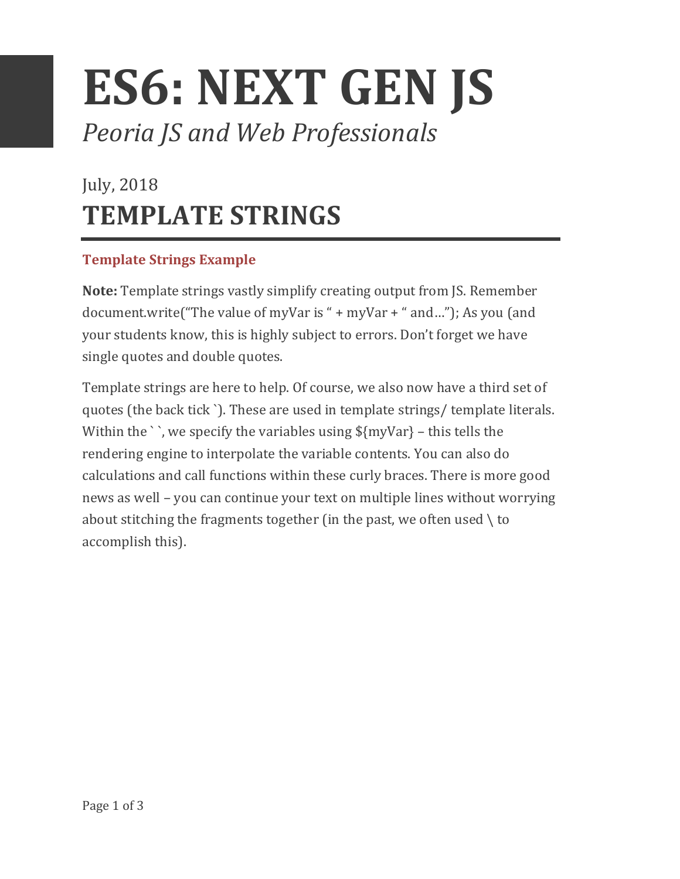# ES6: NEXT GEN JS

*Peoria JS and Web Professionals*

July, 2018

## TEMPLATE STRINGS

### Template Strings Example

**Note:** Template strings vastly simplify creating output from JS. Remember document.write("The value of myVar is " + myVar + " and…"); As you (and your students know, this is highly subject to errors. Don't forget we have single quotes and double quotes.

Template strings are here to help. Of course, we also now have a third set of quotes (the back tick `). These are used in template strings/ template literals. Within the ` `, we specify the variables using ${myVar} – this tells the rendering engine to interpolate the variable contents. You can also do calculations and call functions within these curly braces. There is more good news as well – you can continue your text on multiple lines without worrying about stitching the fragments together (in the past, we often used \ to accomplish this).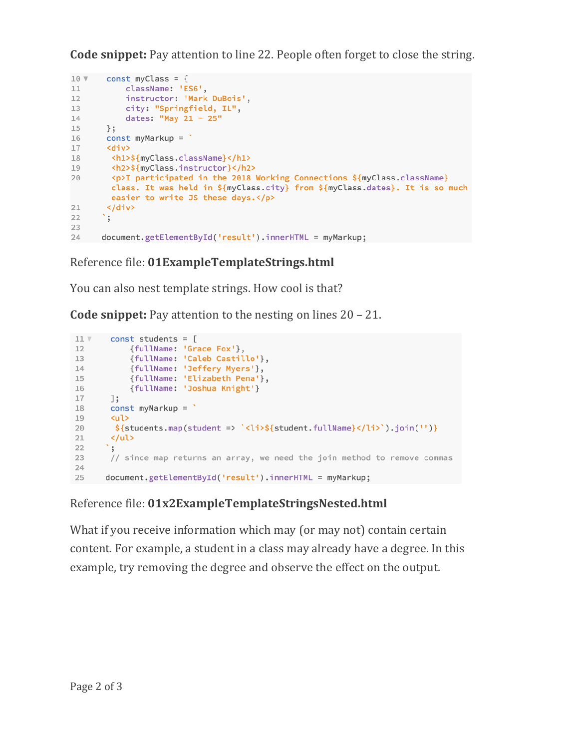**Code snippet:** Pay attention to line 22. People often forget to close the string.

```
10    const myClass = {
11        className: 'ES6',
12        instructor: 'Mark DuBois',
13        city: "Springfield, IL",
14        dates: "May 21 - 25"
15    };
16    const myMarkup = `
17    <div>
18     <h1>${myClass.className}</h1>
19     <h2>${myClass.instructor}</h2>
20     <p>I participated in the 2018 Working Connections ${myClass.className}
       class. It was held in ${myClass.city} from ${myClass.dates}. It is so much
       easier to write JS these days.</p>
21    </div>
22   `;
23
24   document.getElementById('result').innerHTML = myMarkup;
```

Reference file: **01ExampleTemplateStrings.html**

You can also nest template strings. How cool is that?

**Code snippet:** Pay attention to the nesting on lines 20 – 21.

```
11    const students = [
12        {fullName: 'Grace Fox'},
13        {fullName: 'Caleb Castillo'},
14        {fullName: 'Jeffery Myers'},
15        {fullName: 'Elizabeth Pena'},
16        {fullName: 'Joshua Knight'}
17    ];
18    const myMarkup = `
19    <ul>
20     ${students.map(student => `<li>${student.fullName}</li>`).join('')}
21    </ul>
22   `;
23    // since map returns an array, we need the join method to remove commas
24
25   document.getElementById('result').innerHTML = myMarkup;
```

Reference file: **01x2ExampleTemplateStringsNested.html**

What if you receive information which may (or may not) contain certain content. For example, a student in a class may already have a degree. In this example, try removing the degree and observe the effect on the output.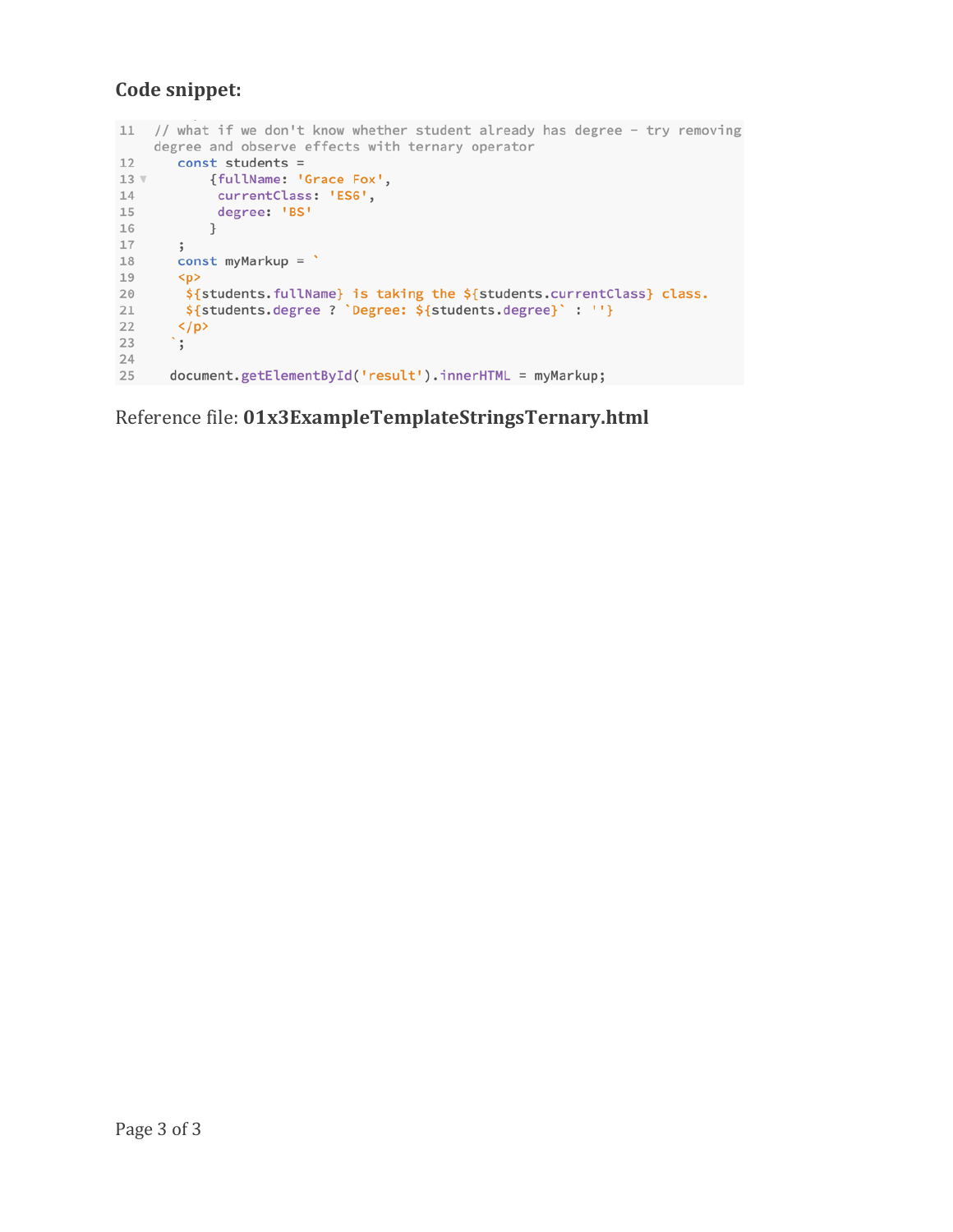**Code snippet:**

```
11  // what if we don't know whether student already has degree - try removing
    degree and observe effects with ternary operator
12    const students =
13        {fullName: 'Grace Fox',
14         currentClass: 'ES6',
15         degree: 'BS'
16        }
17    ;
18    const myMarkup = `
19    <p>
20     ${students.fullName} is taking the ${students.currentClass} class.
21     ${students.degree ? `Degree: ${students.degree}` : ''}
22    </p>
23   `;
24
25   document.getElementById('result').innerHTML = myMarkup;
```

Reference file: **01x3ExampleTemplateStringsTernary.html**